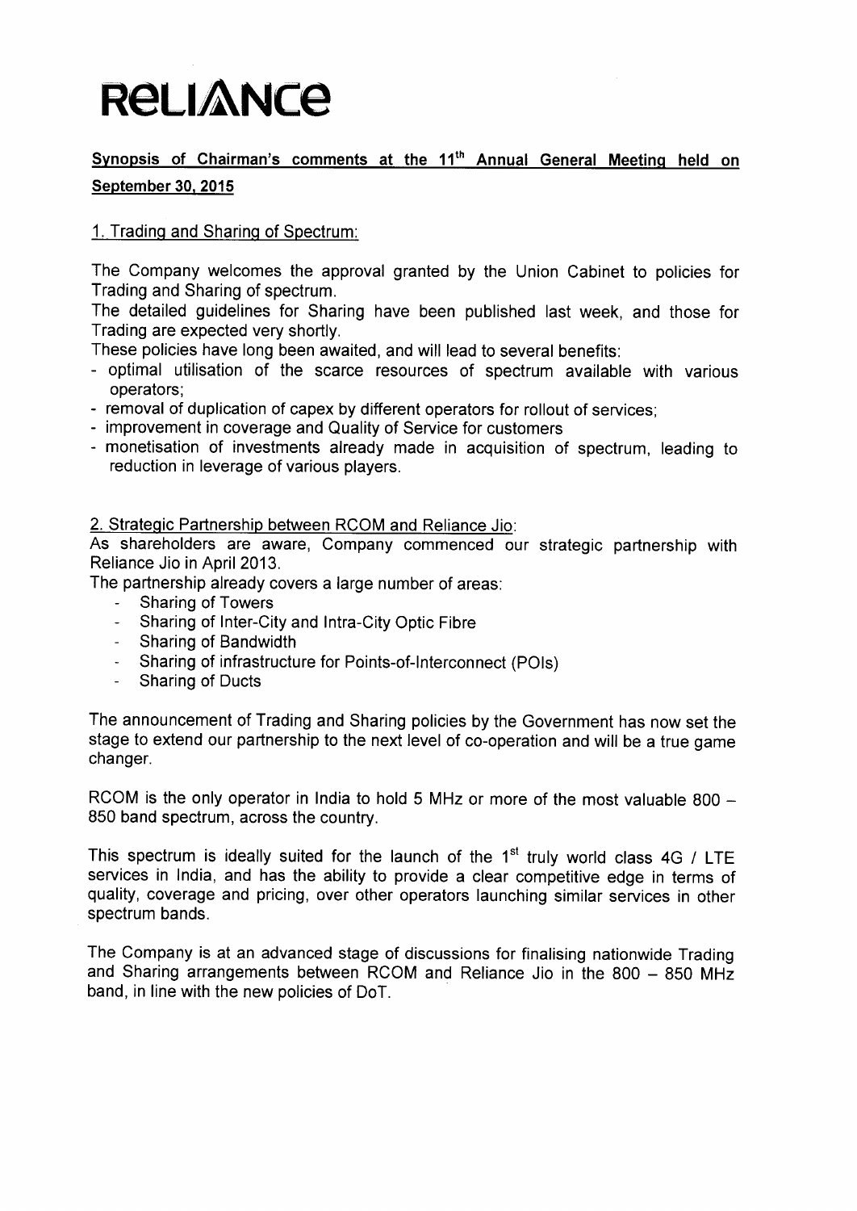# RELIANCE

**Synopsis of Chairman's comments at the 11th Annual General Meeting held on September 30, 2015**

1. Trading and Sharing of Spectrum:

The Company welcomes the approval granted by the Union Cabinet to policies for Trading and Sharing of spectrum.

The detailed guidelines for Sharing have been published last week, and those for Trading are expected very shortly.

These policies have long been awaited, and will lead to several benefits:

- optimal utilisation of the scarce resources of spectrum available with various operators;
- removal of duplication of capex by different operators for rollout of services;
- improvement in coverage and Quality of Service for customers
- monetisation of investments already made in acquisition of spectrum, leading to reduction in leverage of various players.

2. Strategic Partnership between RCOM and Reliance Jio:

As shareholders are aware, Company commenced our strategic partnership with Reliance Jio in April 2013.

The partnership already covers a large number of areas:

- Sharing of Towers
- Sharing of Inter-City and Intra-City Optic Fibre
- Sharing of Bandwidth
- Sharing of infrastructure for Points-of-Interconnect (POIs)
- Sharing of Ducts

The announcement of Trading and Sharing policies by the Government has now set the stage to extend our partnership to the next level of co-operation and will be a true game changer.

RCOM is the only operator in India to hold 5 MHz or more of the most valuable 800 – 850 band spectrum, across the country.

This spectrum is ideally suited for the launch of the 1st truly world class 4G / LTE services in India, and has the ability to provide a clear competitive edge in terms of quality, coverage and pricing, over other operators launching similar services in other spectrum bands.

The Company is at an advanced stage of discussions for finalising nationwide Trading and Sharing arrangements between RCOM and Reliance Jio in the 800 – 850 MHz band, in line with the new policies of DoT.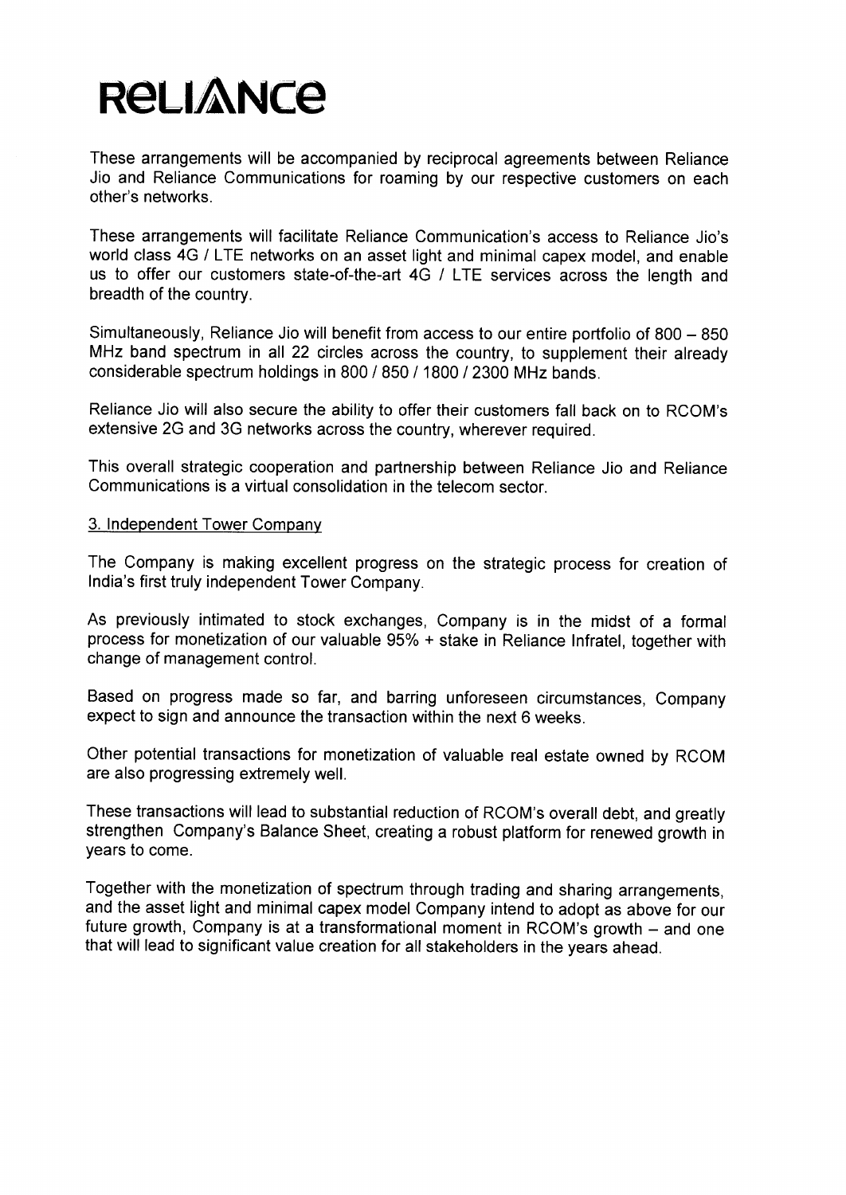These arrangements will be accompanied by reciprocal agreements between Reliance Jio and Reliance Communications for roaming by our respective customers on each other's networks.

These arrangements will facilitate Reliance Communication's access to Reliance Jio's world class 4G / LTE networks on an asset light and minimal capex model, and enable us to offer our customers state-of-the-art 4G / LTE services across the length and breadth of the country.

Simultaneously, Reliance Jio will benefit from access to our entire portfolio of 800 – 850 MHz band spectrum in all 22 circles across the country, to supplement their already considerable spectrum holdings in 800 / 850 / 1800 / 2300 MHz bands.

Reliance Jio will also secure the ability to offer their customers fall back on to RCOM's extensive 2G and 3G networks across the country, wherever required.

This overall strategic cooperation and partnership between Reliance Jio and Reliance Communications is a virtual consolidation in the telecom sector.

3. Independent Tower Company

The Company is making excellent progress on the strategic process for creation of India's first truly independent Tower Company.

As previously intimated to stock exchanges, Company is in the midst of a formal process for monetization of our valuable 95% + stake in Reliance Infratel, together with change of management control.

Based on progress made so far, and barring unforeseen circumstances, Company expect to sign and announce the transaction within the next 6 weeks.

Other potential transactions for monetization of valuable real estate owned by RCOM are also progressing extremely well.

These transactions will lead to substantial reduction of RCOM's overall debt, and greatly strengthen Company's Balance Sheet, creating a robust platform for renewed growth in years to come.

Together with the monetization of spectrum through trading and sharing arrangements, and the asset light and minimal capex model Company intend to adopt as above for our future growth, Company is at a transformational moment in RCOM's growth – and one that will lead to significant value creation for all stakeholders in the years ahead.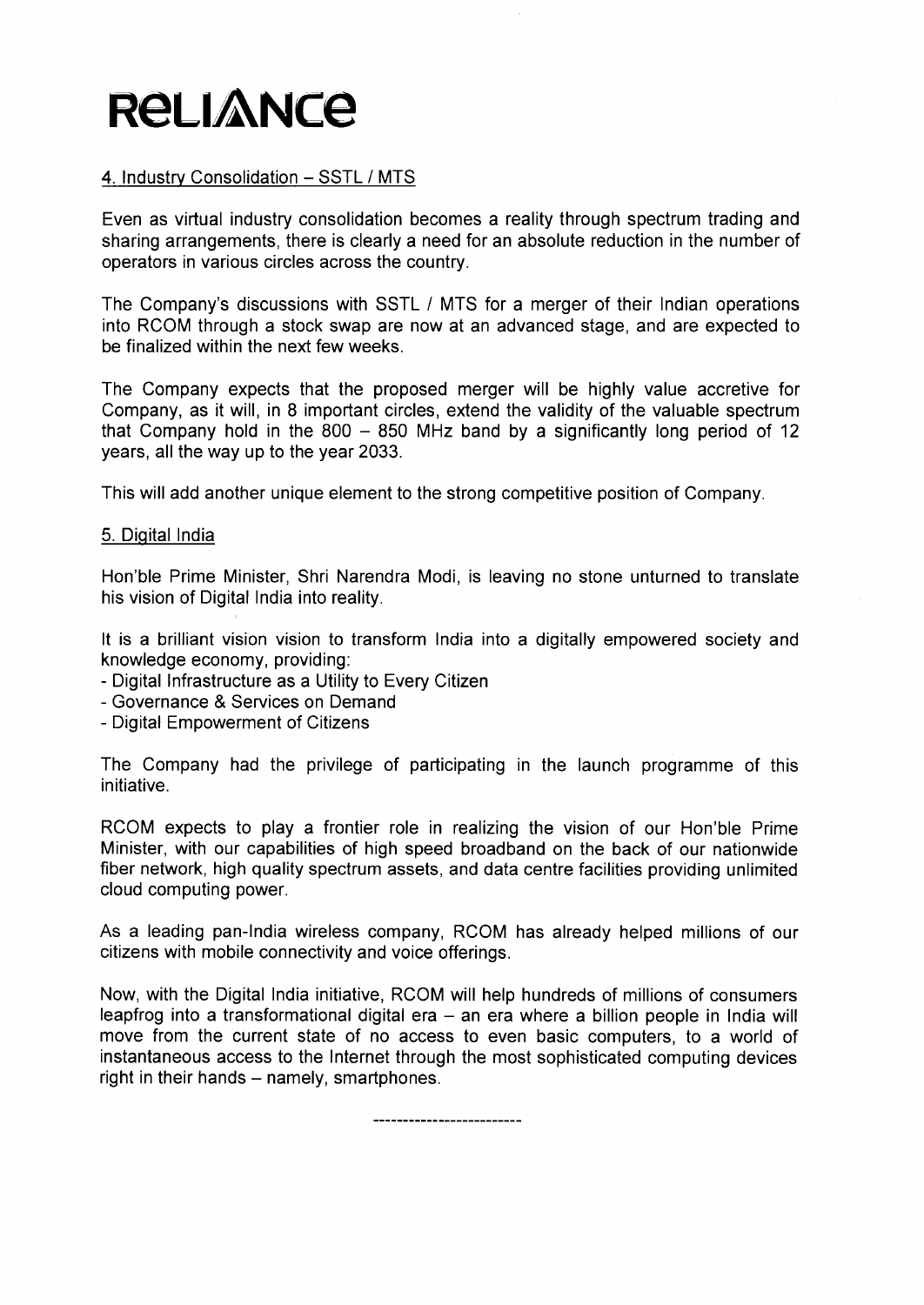RELIANCE

4. Industry Consolidation – SSTL / MTS

Even as virtual industry consolidation becomes a reality through spectrum trading and sharing arrangements, there is clearly a need for an absolute reduction in the number of operators in various circles across the country.

The Company's discussions with SSTL / MTS for a merger of their Indian operations into RCOM through a stock swap are now at an advanced stage, and are expected to be finalized within the next few weeks.

The Company expects that the proposed merger will be highly value accretive for Company, as it will, in 8 important circles, extend the validity of the valuable spectrum that Company hold in the 800 – 850 MHz band by a significantly long period of 12 years, all the way up to the year 2033.

This will add another unique element to the strong competitive position of Company.

5. Digital India

Hon'ble Prime Minister, Shri Narendra Modi, is leaving no stone unturned to translate his vision of Digital India into reality.

It is a brilliant vision vision to transform India into a digitally empowered society and knowledge economy, providing:

- Digital Infrastructure as a Utility to Every Citizen
- Governance & Services on Demand
- Digital Empowerment of Citizens

The Company had the privilege of participating in the launch programme of this initiative.

RCOM expects to play a frontier role in realizing the vision of our Hon'ble Prime Minister, with our capabilities of high speed broadband on the back of our nationwide fiber network, high quality spectrum assets, and data centre facilities providing unlimited cloud computing power.

As a leading pan-India wireless company, RCOM has already helped millions of our citizens with mobile connectivity and voice offerings.

Now, with the Digital India initiative, RCOM will help hundreds of millions of consumers leapfrog into a transformational digital era – an era where a billion people in India will move from the current state of no access to even basic computers, to a world of instantaneous access to the Internet through the most sophisticated computing devices right in their hands – namely, smartphones.

-------------------------